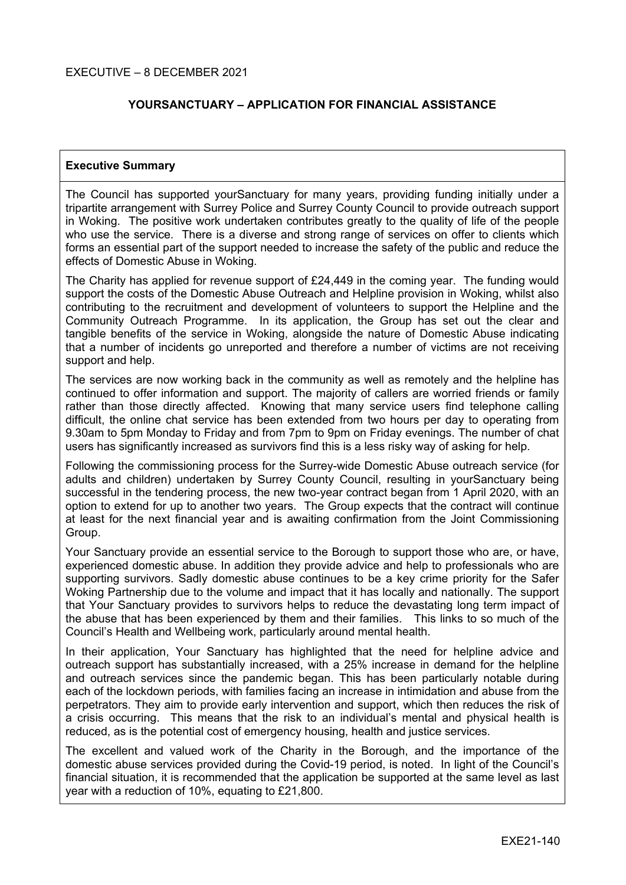EXECUTIVE – 8 DECEMBER 2021

# YOURSANCTUARY – APPLICATION FOR FINANCIAL ASSISTANCE

## Executive Summary

The Council has supported yourSanctuary for many years, providing funding initially under a tripartite arrangement with Surrey Police and Surrey County Council to provide outreach support in Woking. The positive work undertaken contributes greatly to the quality of life of the people who use the service. There is a diverse and strong range of services on offer to clients which forms an essential part of the support needed to increase the safety of the public and reduce the effects of Domestic Abuse in Woking.

The Charity has applied for revenue support of £24,449 in the coming year. The funding would support the costs of the Domestic Abuse Outreach and Helpline provision in Woking, whilst also contributing to the recruitment and development of volunteers to support the Helpline and the Community Outreach Programme. In its application, the Group has set out the clear and tangible benefits of the service in Woking, alongside the nature of Domestic Abuse indicating that a number of incidents go unreported and therefore a number of victims are not receiving support and help.

The services are now working back in the community as well as remotely and the helpline has continued to offer information and support. The majority of callers are worried friends or family rather than those directly affected. Knowing that many service users find telephone calling difficult, the online chat service has been extended from two hours per day to operating from 9.30am to 5pm Monday to Friday and from 7pm to 9pm on Friday evenings. The number of chat users has significantly increased as survivors find this is a less risky way of asking for help.

Following the commissioning process for the Surrey-wide Domestic Abuse outreach service (for adults and children) undertaken by Surrey County Council, resulting in yourSanctuary being successful in the tendering process, the new two-year contract began from 1 April 2020, with an option to extend for up to another two years. The Group expects that the contract will continue at least for the next financial year and is awaiting confirmation from the Joint Commissioning Group.

Your Sanctuary provide an essential service to the Borough to support those who are, or have, experienced domestic abuse. In addition they provide advice and help to professionals who are supporting survivors. Sadly domestic abuse continues to be a key crime priority for the Safer Woking Partnership due to the volume and impact that it has locally and nationally. The support that Your Sanctuary provides to survivors helps to reduce the devastating long term impact of the abuse that has been experienced by them and their families. This links to so much of the Council's Health and Wellbeing work, particularly around mental health.

In their application, Your Sanctuary has highlighted that the need for helpline advice and outreach support has substantially increased, with a 25% increase in demand for the helpline and outreach services since the pandemic began. This has been particularly notable during each of the lockdown periods, with families facing an increase in intimidation and abuse from the perpetrators. They aim to provide early intervention and support, which then reduces the risk of a crisis occurring. This means that the risk to an individual's mental and physical health is reduced, as is the potential cost of emergency housing, health and justice services.

The excellent and valued work of the Charity in the Borough, and the importance of the domestic abuse services provided during the Covid-19 period, is noted. In light of the Council's financial situation, it is recommended that the application be supported at the same level as last year with a reduction of 10%, equating to £21,800.

EXE21-140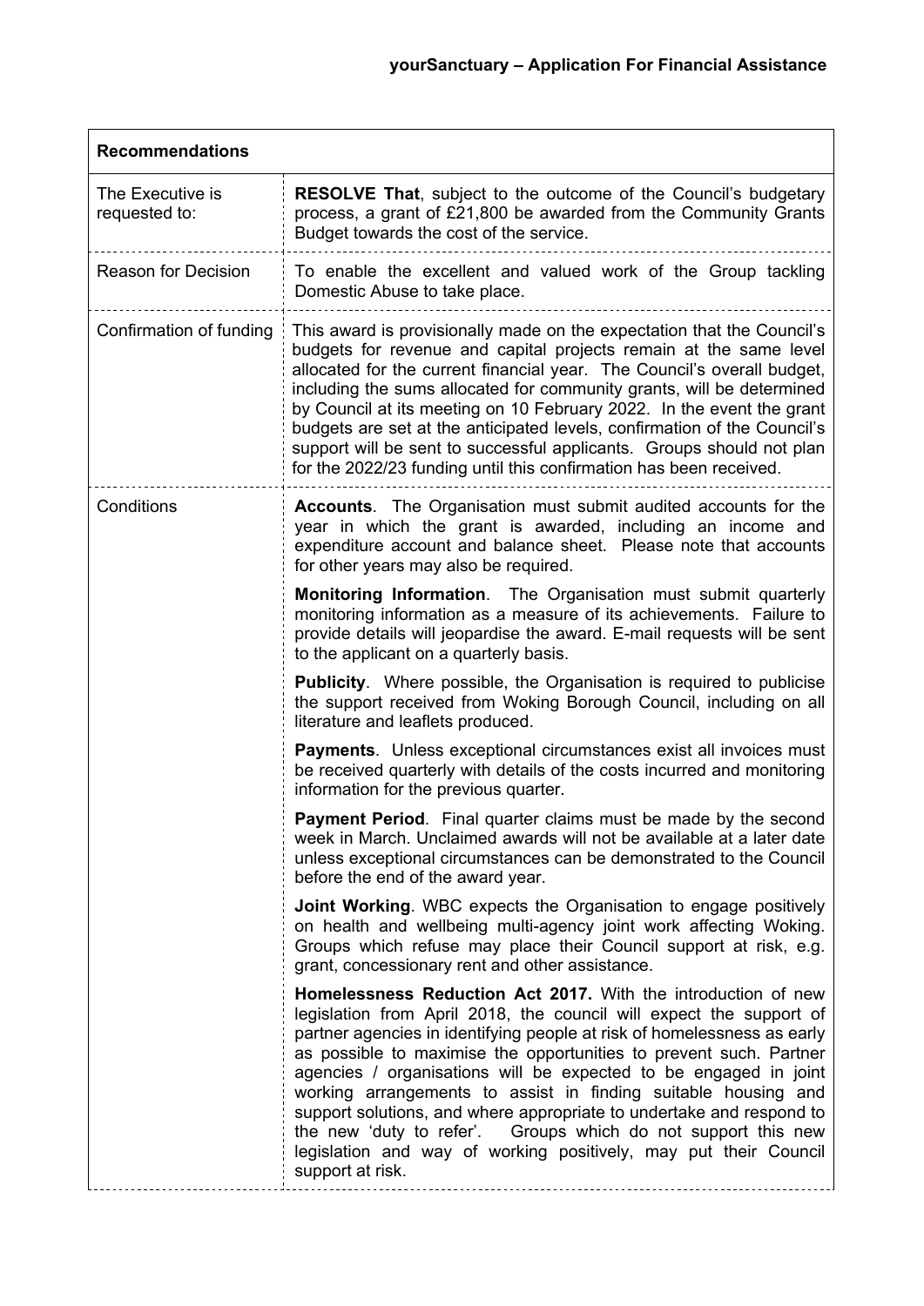## yourSanctuary – Application For Financial Assistance

| **Recommendations** | |
|---|---|
| The Executive is requested to: | **RESOLVE That**, subject to the outcome of the Council's budgetary process, a grant of £21,800 be awarded from the Community Grants Budget towards the cost of the service. |
| Reason for Decision | To enable the excellent and valued work of the Group tackling Domestic Abuse to take place. |
| Confirmation of funding | This award is provisionally made on the expectation that the Council's budgets for revenue and capital projects remain at the same level allocated for the current financial year. The Council's overall budget, including the sums allocated for community grants, will be determined by Council at its meeting on 10 February 2022. In the event the grant budgets are set at the anticipated levels, confirmation of the Council's support will be sent to successful applicants. Groups should not plan for the 2022/23 funding until this confirmation has been received. |
| Conditions | **Accounts**. The Organisation must submit audited accounts for the year in which the grant is awarded, including an income and expenditure account and balance sheet. Please note that accounts for other years may also be required.<br><br>**Monitoring Information**. The Organisation must submit quarterly monitoring information as a measure of its achievements. Failure to provide details will jeopardise the award. E-mail requests will be sent to the applicant on a quarterly basis.<br><br>**Publicity**. Where possible, the Organisation is required to publicise the support received from Woking Borough Council, including on all literature and leaflets produced.<br><br>**Payments**. Unless exceptional circumstances exist all invoices must be received quarterly with details of the costs incurred and monitoring information for the previous quarter.<br><br>**Payment Period**. Final quarter claims must be made by the second week in March. Unclaimed awards will not be available at a later date unless exceptional circumstances can be demonstrated to the Council before the end of the award year.<br><br>**Joint Working**. WBC expects the Organisation to engage positively on health and wellbeing multi-agency joint work affecting Woking. Groups which refuse may place their Council support at risk, e.g. grant, concessionary rent and other assistance.<br><br>**Homelessness Reduction Act 2017.** With the introduction of new legislation from April 2018, the council will expect the support of partner agencies in identifying people at risk of homelessness as early as possible to maximise the opportunities to prevent such. Partner agencies / organisations will be expected to be engaged in joint working arrangements to assist in finding suitable housing and support solutions, and where appropriate to undertake and respond to the new 'duty to refer'. Groups which do not support this new legislation and way of working positively, may put their Council support at risk. |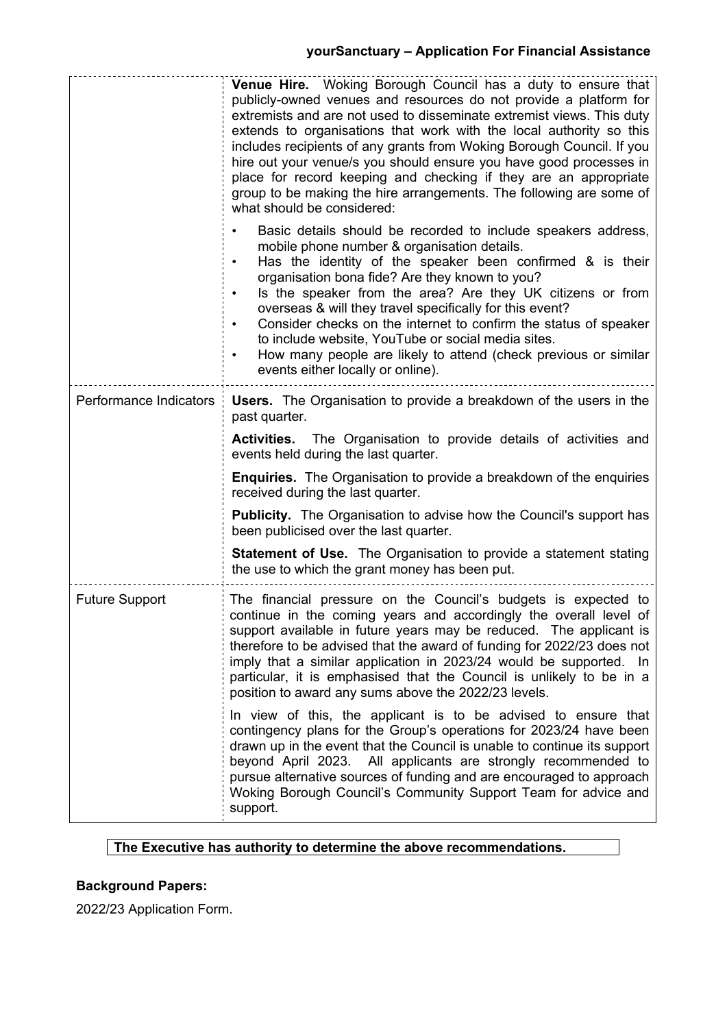| | |
|---|---|
| | **Venue Hire.** Woking Borough Council has a duty to ensure that publicly-owned venues and resources do not provide a platform for extremists and are not used to disseminate extremist views. This duty extends to organisations that work with the local authority so this includes recipients of any grants from Woking Borough Council. If you hire out your venue/s you should ensure you have good processes in place for record keeping and checking if they are an appropriate group to be making the hire arrangements. The following are some of what should be considered:<br><br>• Basic details should be recorded to include speakers address, mobile phone number & organisation details.<br>• Has the identity of the speaker been confirmed & is their organisation bona fide? Are they known to you?<br>• Is the speaker from the area? Are they UK citizens or from overseas & will they travel specifically for this event?<br>• Consider checks on the internet to confirm the status of speaker to include website, YouTube or social media sites.<br>• How many people are likely to attend (check previous or similar events either locally or online). |
| Performance Indicators | **Users.** The Organisation to provide a breakdown of the users in the past quarter.<br><br>**Activities.** The Organisation to provide details of activities and events held during the last quarter.<br><br>**Enquiries.** The Organisation to provide a breakdown of the enquiries received during the last quarter.<br><br>**Publicity.** The Organisation to advise how the Council's support has been publicised over the last quarter.<br><br>**Statement of Use.** The Organisation to provide a statement stating the use to which the grant money has been put. |
| Future Support | The financial pressure on the Council's budgets is expected to continue in the coming years and accordingly the overall level of support available in future years may be reduced. The applicant is therefore to be advised that the award of funding for 2022/23 does not imply that a similar application in 2023/24 would be supported. In particular, it is emphasised that the Council is unlikely to be in a position to award any sums above the 2022/23 levels.<br><br>In view of this, the applicant is to be advised to ensure that contingency plans for the Group's operations for 2023/24 have been drawn up in the event that the Council is unable to continue its support beyond April 2023. All applicants are strongly recommended to pursue alternative sources of funding and are encouraged to approach Woking Borough Council's Community Support Team for advice and support. |

**The Executive has authority to determine the above recommendations.**

**Background Papers:**

2022/23 Application Form.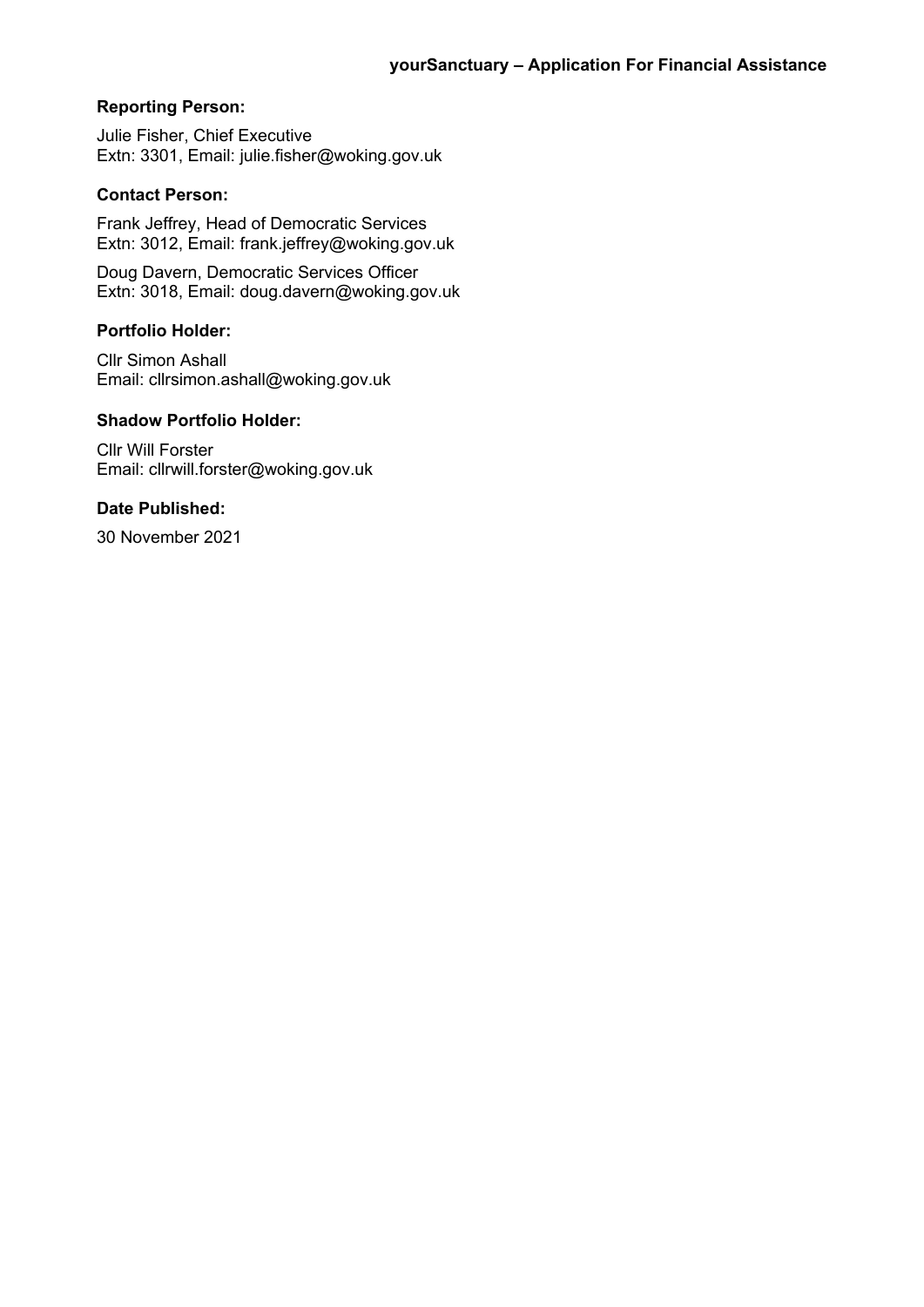**yourSanctuary – Application For Financial Assistance**

**Reporting Person:**

Julie Fisher, Chief Executive
Extn: 3301, Email: julie.fisher@woking.gov.uk

**Contact Person:**

Frank Jeffrey, Head of Democratic Services
Extn: 3012, Email: frank.jeffrey@woking.gov.uk

Doug Davern, Democratic Services Officer
Extn: 3018, Email: doug.davern@woking.gov.uk

**Portfolio Holder:**

Cllr Simon Ashall
Email: cllrsimon.ashall@woking.gov.uk

**Shadow Portfolio Holder:**

Cllr Will Forster
Email: cllrwill.forster@woking.gov.uk

**Date Published:**

30 November 2021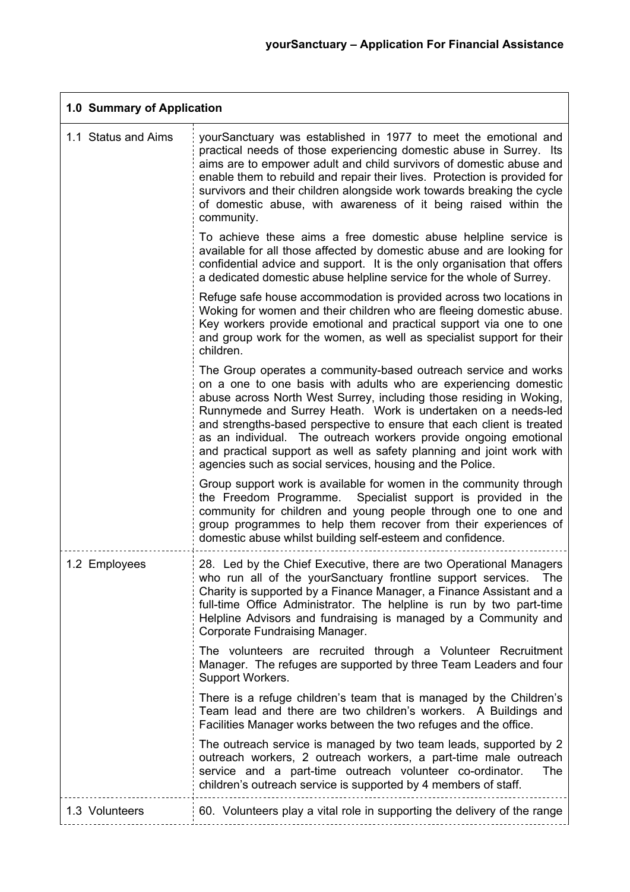| 1.0 Summary of Application | |
|---|---|
| 1.1 Status and Aims | yourSanctuary was established in 1977 to meet the emotional and practical needs of those experiencing domestic abuse in Surrey. Its aims are to empower adult and child survivors of domestic abuse and enable them to rebuild and repair their lives. Protection is provided for survivors and their children alongside work towards breaking the cycle of domestic abuse, with awareness of it being raised within the community.<br><br>To achieve these aims a free domestic abuse helpline service is available for all those affected by domestic abuse and are looking for confidential advice and support. It is the only organisation that offers a dedicated domestic abuse helpline service for the whole of Surrey.<br><br>Refuge safe house accommodation is provided across two locations in Woking for women and their children who are fleeing domestic abuse. Key workers provide emotional and practical support via one to one and group work for the women, as well as specialist support for their children.<br><br>The Group operates a community-based outreach service and works on a one to one basis with adults who are experiencing domestic abuse across North West Surrey, including those residing in Woking, Runnymede and Surrey Heath. Work is undertaken on a needs-led and strengths-based perspective to ensure that each client is treated as an individual. The outreach workers provide ongoing emotional and practical support as well as safety planning and joint work with agencies such as social services, housing and the Police.<br><br>Group support work is available for women in the community through the Freedom Programme. Specialist support is provided in the community for children and young people through one to one and group programmes to help them recover from their experiences of domestic abuse whilst building self-esteem and confidence. |
| 1.2 Employees | 28. Led by the Chief Executive, there are two Operational Managers who run all of the yourSanctuary frontline support services. The Charity is supported by a Finance Manager, a Finance Assistant and a full-time Office Administrator. The helpline is run by two part-time Helpline Advisors and fundraising is managed by a Community and Corporate Fundraising Manager.<br><br>The volunteers are recruited through a Volunteer Recruitment Manager. The refuges are supported by three Team Leaders and four Support Workers.<br><br>There is a refuge children's team that is managed by the Children's Team lead and there are two children's workers. A Buildings and Facilities Manager works between the two refuges and the office.<br><br>The outreach service is managed by two team leads, supported by 2 outreach workers, 2 outreach workers, a part-time male outreach service and a part-time outreach volunteer co-ordinator. The children's outreach service is supported by 4 members of staff. |
| 1.3 Volunteers | 60. Volunteers play a vital role in supporting the delivery of the range |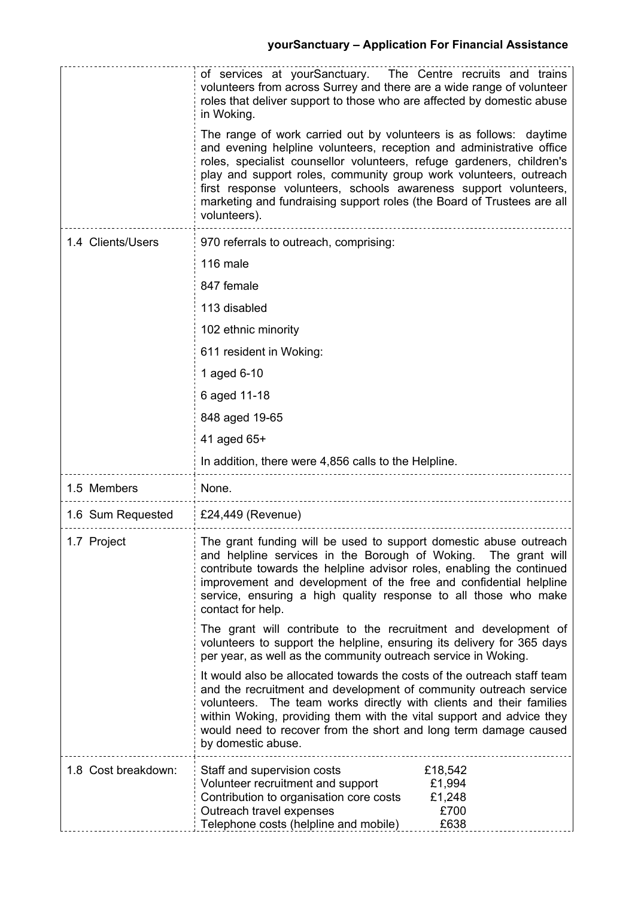| | |
|---|---|
| | of services at yourSanctuary. The Centre recruits and trains volunteers from across Surrey and there are a wide range of volunteer roles that deliver support to those who are affected by domestic abuse in Woking.<br><br>The range of work carried out by volunteers is as follows: daytime and evening helpline volunteers, reception and administrative office roles, specialist counsellor volunteers, refuge gardeners, children's play and support roles, community group work volunteers, outreach first response volunteers, schools awareness support volunteers, marketing and fundraising support roles (the Board of Trustees are all volunteers). |
| 1.4 Clients/Users | 970 referrals to outreach, comprising:<br><br>116 male<br><br>847 female<br><br>113 disabled<br><br>102 ethnic minority<br><br>611 resident in Woking:<br><br>1 aged 6-10<br><br>6 aged 11-18<br><br>848 aged 19-65<br><br>41 aged 65+<br><br>In addition, there were 4,856 calls to the Helpline. |
| 1.5 Members | None. |
| 1.6 Sum Requested | £24,449 (Revenue) |
| 1.7 Project | The grant funding will be used to support domestic abuse outreach and helpline services in the Borough of Woking. The grant will contribute towards the helpline advisor roles, enabling the continued improvement and development of the free and confidential helpline service, ensuring a high quality response to all those who make contact for help.<br><br>The grant will contribute to the recruitment and development of volunteers to support the helpline, ensuring its delivery for 365 days per year, as well as the community outreach service in Woking.<br><br>It would also be allocated towards the costs of the outreach staff team and the recruitment and development of community outreach service volunteers. The team works directly with clients and their families within Woking, providing them with the vital support and advice they would need to recover from the short and long term damage caused by domestic abuse. |
| 1.8 Cost breakdown: | Staff and supervision costs £18,542<br>Volunteer recruitment and support £1,994<br>Contribution to organisation core costs £1,248<br>Outreach travel expenses £700<br>Telephone costs (helpline and mobile) £638 |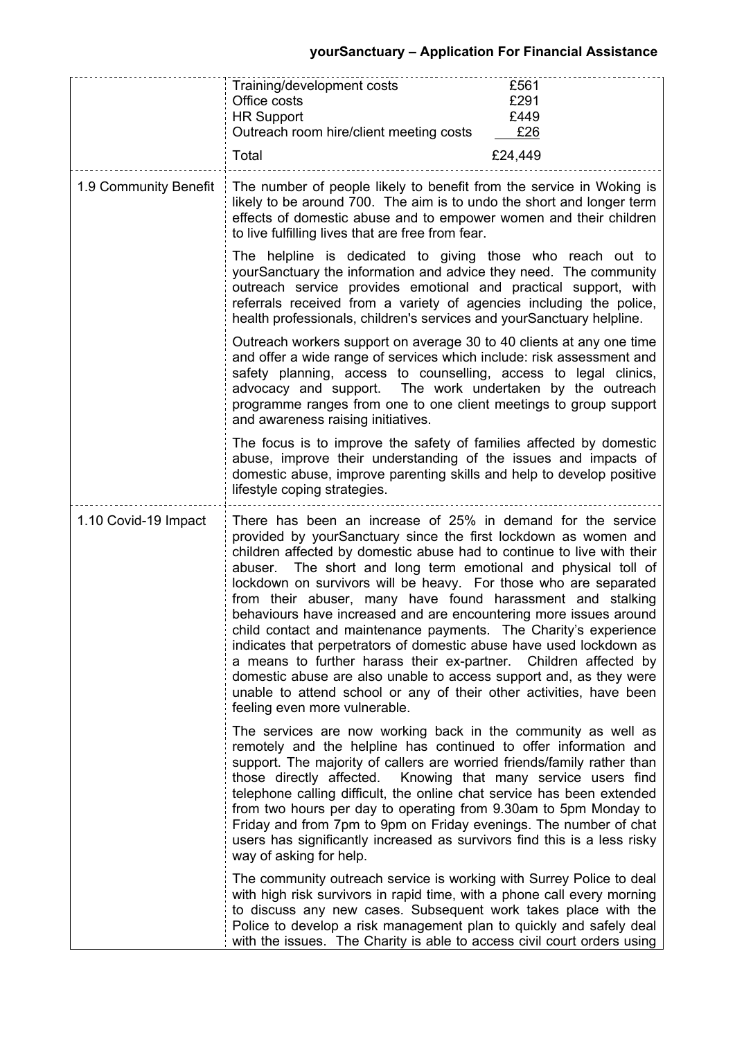| | |
|---|---|
| | Training/development costs £561<br>Office costs £291<br>HR Support £449<br>Outreach room hire/client meeting costs £26<br>Total £24,449 |
| 1.9 Community Benefit | The number of people likely to benefit from the service in Woking is likely to be around 700. The aim is to undo the short and longer term effects of domestic abuse and to empower women and their children to live fulfilling lives that are free from fear.<br><br>The helpline is dedicated to giving those who reach out to yourSanctuary the information and advice they need. The community outreach service provides emotional and practical support, with referrals received from a variety of agencies including the police, health professionals, children's services and yourSanctuary helpline.<br><br>Outreach workers support on average 30 to 40 clients at any one time and offer a wide range of services which include: risk assessment and safety planning, access to counselling, access to legal clinics, advocacy and support. The work undertaken by the outreach programme ranges from one to one client meetings to group support and awareness raising initiatives.<br><br>The focus is to improve the safety of families affected by domestic abuse, improve their understanding of the issues and impacts of domestic abuse, improve parenting skills and help to develop positive lifestyle coping strategies. |
| 1.10 Covid-19 Impact | There has been an increase of 25% in demand for the service provided by yourSanctuary since the first lockdown as women and children affected by domestic abuse had to continue to live with their abuser. The short and long term emotional and physical toll of lockdown on survivors will be heavy. For those who are separated from their abuser, many have found harassment and stalking behaviours have increased and are encountering more issues around child contact and maintenance payments. The Charity's experience indicates that perpetrators of domestic abuse have used lockdown as a means to further harass their ex-partner. Children affected by domestic abuse are also unable to access support and, as they were unable to attend school or any of their other activities, have been feeling even more vulnerable.<br><br>The services are now working back in the community as well as remotely and the helpline has continued to offer information and support. The majority of callers are worried friends/family rather than those directly affected. Knowing that many service users find telephone calling difficult, the online chat service has been extended from two hours per day to operating from 9.30am to 5pm Monday to Friday and from 7pm to 9pm on Friday evenings. The number of chat users has significantly increased as survivors find this is a less risky way of asking for help.<br><br>The community outreach service is working with Surrey Police to deal with high risk survivors in rapid time, with a phone call every morning to discuss any new cases. Subsequent work takes place with the Police to develop a risk management plan to quickly and safely deal with the issues. The Charity is able to access civil court orders using |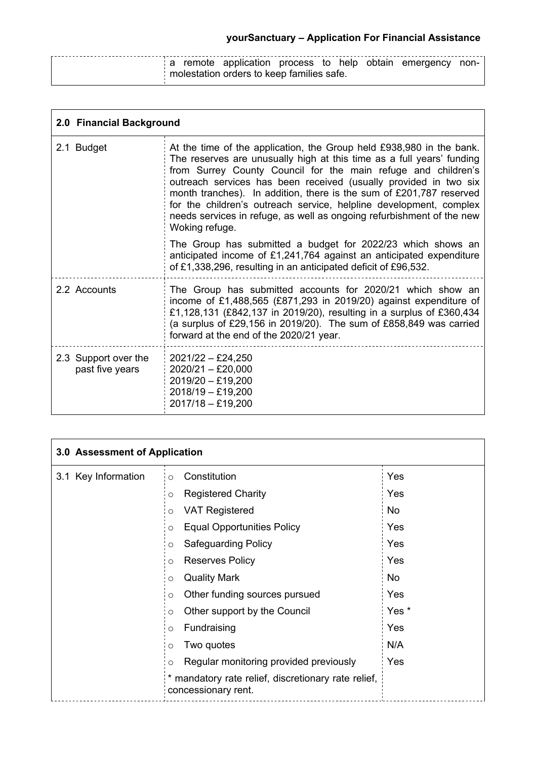| | a remote application process to help obtain emergency non-molestation orders to keep families safe. |
|---|---|

| **2.0 Financial Background** | |
|---|---|
| 2.1 Budget | At the time of the application, the Group held £938,980 in the bank. The reserves are unusually high at this time as a full years' funding from Surrey County Council for the main refuge and children's outreach services has been received (usually provided in two six month tranches). In addition, there is the sum of £201,787 reserved for the children's outreach service, helpline development, complex needs services in refuge, as well as ongoing refurbishment of the new Woking refuge.<br><br>The Group has submitted a budget for 2022/23 which shows an anticipated income of £1,241,764 against an anticipated expenditure of £1,338,296, resulting in an anticipated deficit of £96,532. |
| 2.2 Accounts | The Group has submitted accounts for 2020/21 which show an income of £1,488,565 (£871,293 in 2019/20) against expenditure of £1,128,131 (£842,137 in 2019/20), resulting in a surplus of £360,434 (a surplus of £29,156 in 2019/20). The sum of £858,849 was carried forward at the end of the 2020/21 year. |
| 2.3 Support over the past five years | 2021/22 – £24,250<br>2020/21 – £20,000<br>2019/20 – £19,200<br>2018/19 – £19,200<br>2017/18 – £19,200 |

| **3.0 Assessment of Application** | | |
|---|---|---|
| 3.1 Key Information | Constitution | Yes |
| | Registered Charity | Yes |
| | VAT Registered | No |
| | Equal Opportunities Policy | Yes |
| | Safeguarding Policy | Yes |
| | Reserves Policy | Yes |
| | Quality Mark | No |
| | Other funding sources pursued | Yes |
| | Other support by the Council | Yes * |
| | Fundraising | Yes |
| | Two quotes | N/A |
| | Regular monitoring provided previously | Yes |
| | * mandatory rate relief, discretionary rate relief, concessionary rent. | |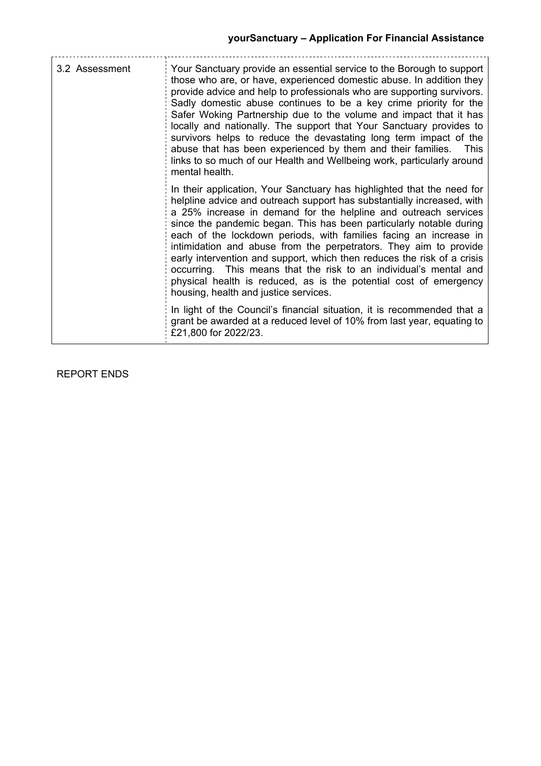| | |
|---|---|
| 3.2 Assessment | Your Sanctuary provide an essential service to the Borough to support those who are, or have, experienced domestic abuse. In addition they provide advice and help to professionals who are supporting survivors. Sadly domestic abuse continues to be a key crime priority for the Safer Woking Partnership due to the volume and impact that it has locally and nationally. The support that Your Sanctuary provides to survivors helps to reduce the devastating long term impact of the abuse that has been experienced by them and their families. This links to so much of our Health and Wellbeing work, particularly around mental health.<br><br>In their application, Your Sanctuary has highlighted that the need for helpline advice and outreach support has substantially increased, with a 25% increase in demand for the helpline and outreach services since the pandemic began. This has been particularly notable during each of the lockdown periods, with families facing an increase in intimidation and abuse from the perpetrators. They aim to provide early intervention and support, which then reduces the risk of a crisis occurring. This means that the risk to an individual's mental and physical health is reduced, as is the potential cost of emergency housing, health and justice services.<br><br>In light of the Council's financial situation, it is recommended that a grant be awarded at a reduced level of 10% from last year, equating to £21,800 for 2022/23. |

REPORT ENDS